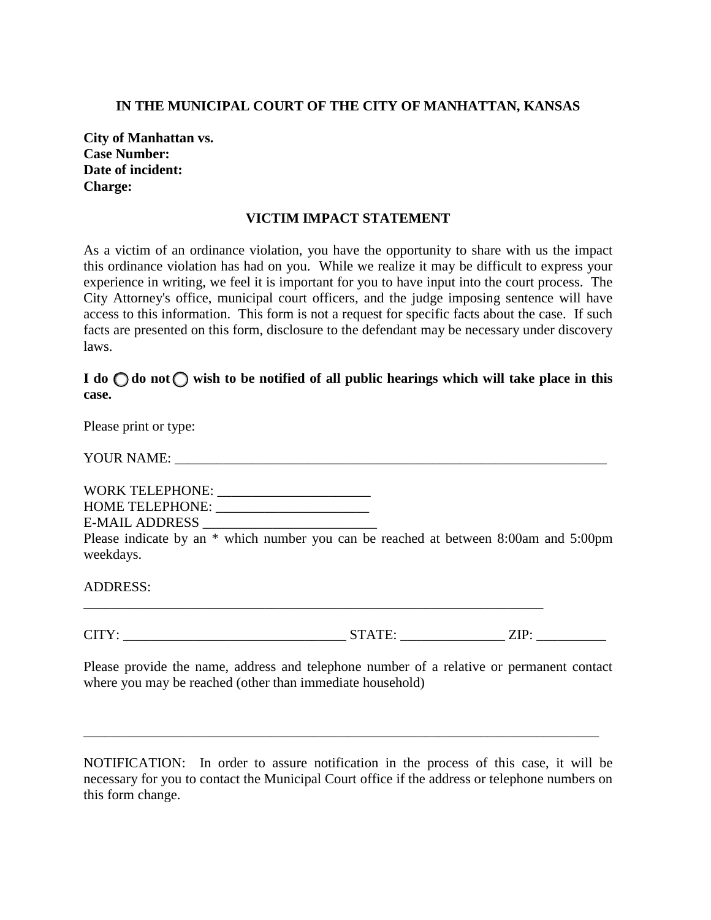**IN THE MUNICIPAL COURT OF THE CITY OF MANHATTAN, KANSAS**

**City of Manhattan vs.**
**Case Number:**
**Date of incident:**
**Charge:**

## VICTIM IMPACT STATEMENT

As a victim of an ordinance violation, you have the opportunity to share with us the impact this ordinance violation has had on you. While we realize it may be difficult to express your experience in writing, we feel it is important for you to have input into the court process. The City Attorney's office, municipal court officers, and the judge imposing sentence will have access to this information. This form is not a request for specific facts about the case. If such facts are presented on this form, disclosure to the defendant may be necessary under discovery laws.

**I do ◯ do not ◯ wish to be notified of all public hearings which will take place in this case.**

Please print or type:

YOUR NAME: ______________________________________________________________

WORK TELEPHONE: ______________________
HOME TELEPHONE: ______________________
E-MAIL ADDRESS _________________________
Please indicate by an * which number you can be reached at between 8:00am and 5:00pm weekdays.

ADDRESS:
____________________________________________________________________

CITY: ________________________________ STATE: _______________ ZIP: __________

Please provide the name, address and telephone number of a relative or permanent contact where you may be reached (other than immediate household)

____________________________________________________________________________

NOTIFICATION: In order to assure notification in the process of this case, it will be necessary for you to contact the Municipal Court office if the address or telephone numbers on this form change.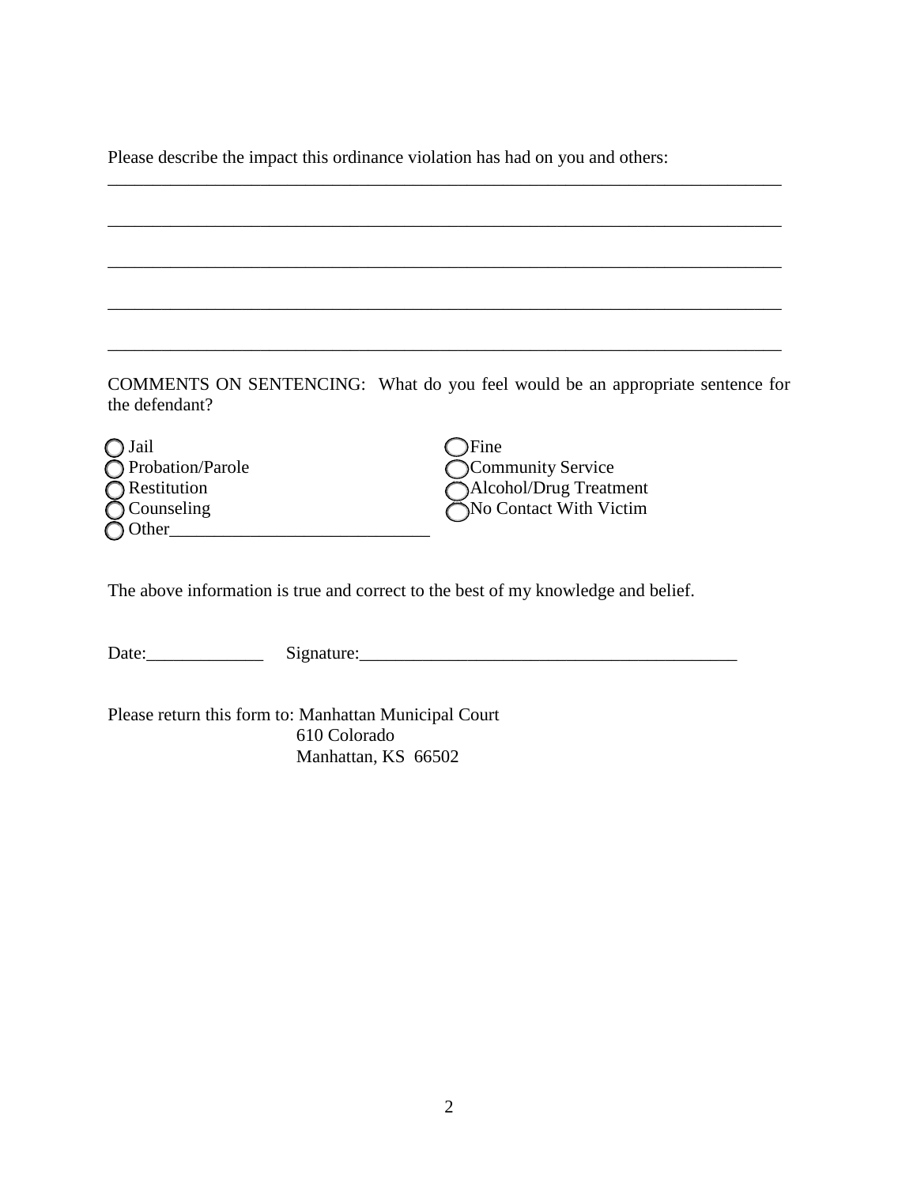Please describe the impact this ordinance violation has had on you and others:

_____________________________________________________________________________

_____________________________________________________________________________

_____________________________________________________________________________

_____________________________________________________________________________

_____________________________________________________________________________

COMMENTS ON SENTENCING: What do you feel would be an appropriate sentence for the defendant?

- ◯ Jail
- ◯ Probation/Parole
- ◯ Restitution
- ◯ Counseling
- ◯ Other____________________________
- ◯ Fine
- ◯ Community Service
- ◯ Alcohol/Drug Treatment
- ◯ No Contact With Victim

The above information is true and correct to the best of my knowledge and belief.

Date:_____________ Signature:___________________________________________

Please return this form to: Manhattan Municipal Court
610 Colorado
Manhattan, KS 66502